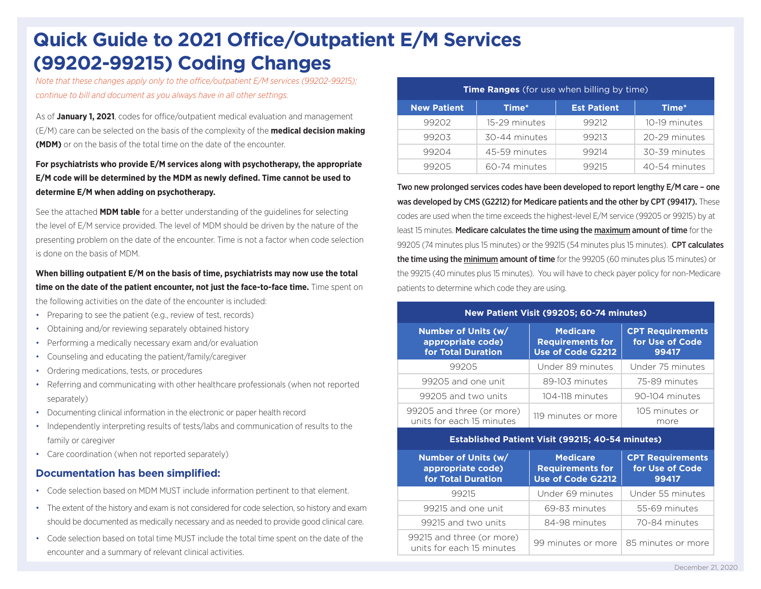# Quick Guide to 2021 Office/Outpatient E/M Services (99202-99215) Coding Changes

*Note that these changes apply only to the office/outpatient E/M services (99202-99215); continue to bill and document as you always have in all other settings.*

As of **January 1, 2021**, codes for office/outpatient medical evaluation and management (E/M) care can be selected on the basis of the complexity of the **medical decision making (MDM)** or on the basis of the total time on the date of the encounter.

**For psychiatrists who provide E/M services along with psychotherapy, the appropriate E/M code will be determined by the MDM as newly defined. Time cannot be used to determine E/M when adding on psychotherapy.**

See the attached **MDM table** for a better understanding of the guidelines for selecting the level of E/M service provided. The level of MDM should be driven by the nature of the presenting problem on the date of the encounter. Time is not a factor when code selection is done on the basis of MDM.

**When billing outpatient E/M on the basis of time, psychiatrists may now use the total time on the date of the patient encounter, not just the face-to-face time.** Time spent on the following activities on the date of the encounter is included:

- Preparing to see the patient (e.g., review of test, records)
- Obtaining and/or reviewing separately obtained history
- Performing a medically necessary exam and/or evaluation
- Counseling and educating the patient/family/caregiver
- Ordering medications, tests, or procedures
- Referring and communicating with other healthcare professionals (when not reported separately)
- Documenting clinical information in the electronic or paper health record
- Independently interpreting results of tests/labs and communication of results to the family or caregiver
- Care coordination (when not reported separately)

## Documentation has been simplified:

- Code selection based on MDM MUST include information pertinent to that element.
- The extent of the history and exam is not considered for code selection, so history and exam should be documented as medically necessary and as needed to provide good clinical care.
- Code selection based on total time MUST include the total time spent on the date of the encounter and a summary of relevant clinical activities.

| **Time Ranges** (for use when billing by time) | | | |
|---|---|---|---|
| **New Patient** | **Time*** | **Est Patient** | **Time*** |
| 99202 | 15-29 minutes | 99212 | 10-19 minutes |
| 99203 | 30-44 minutes | 99213 | 20-29 minutes |
| 99204 | 45-59 minutes | 99214 | 30-39 minutes |
| 99205 | 60-74 minutes | 99215 | 40-54 minutes |

**Two new prolonged services codes have been developed to report lengthy E/M care – one was developed by CMS (G2212) for Medicare patients and the other by CPT (99417).** These codes are used when the time exceeds the highest-level E/M service (99205 or 99215) by at least 15 minutes. **Medicare calculates the time using the maximum amount of time** for the 99205 (74 minutes plus 15 minutes) or the 99215 (54 minutes plus 15 minutes). **CPT calculates the time using the minimum amount of time** for the 99205 (60 minutes plus 15 minutes) or the 99215 (40 minutes plus 15 minutes). You will have to check payer policy for non-Medicare patients to determine which code they are using.

| **New Patient Visit (99205; 60-74 minutes)** | | |
|---|---|---|
| **Number of Units (w/ appropriate code) for Total Duration** | **Medicare Requirements for Use of Code G2212** | **CPT Requirements for Use of Code 99417** |
| 99205 | Under 89 minutes | Under 75 minutes |
| 99205 and one unit | 89-103 minutes | 75-89 minutes |
| 99205 and two units | 104-118 minutes | 90-104 minutes |
| 99205 and three (or more) units for each 15 minutes | 119 minutes or more | 105 minutes or more |

| **Established Patient Visit (99215; 40-54 minutes)** | | |
|---|---|---|
| **Number of Units (w/ appropriate code) for Total Duration** | **Medicare Requirements for Use of Code G2212** | **CPT Requirements for Use of Code 99417** |
| 99215 | Under 69 minutes | Under 55 minutes |
| 99215 and one unit | 69-83 minutes | 55-69 minutes |
| 99215 and two units | 84-98 minutes | 70-84 minutes |
| 99215 and three (or more) units for each 15 minutes | 99 minutes or more | 85 minutes or more |

December 21, 2020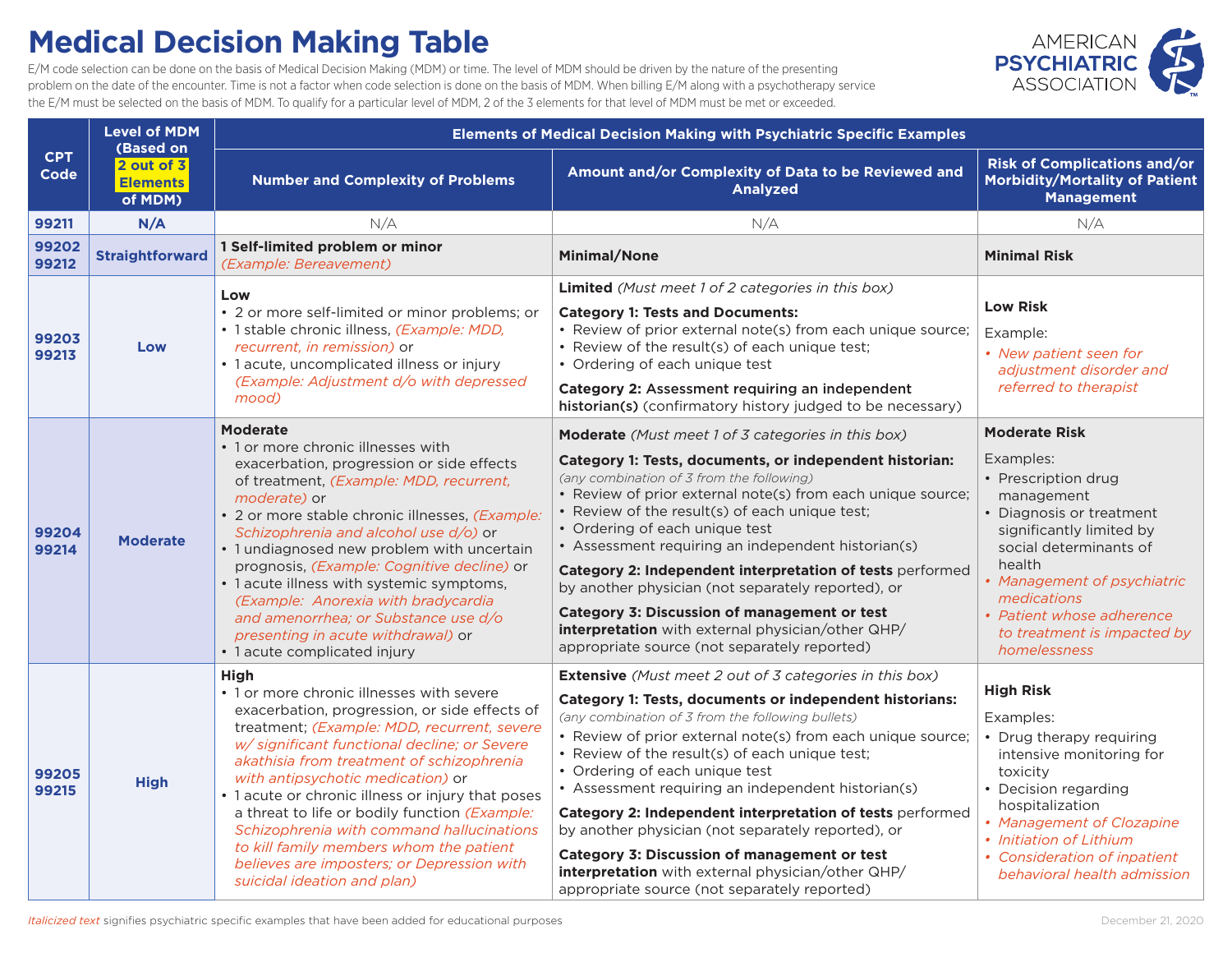# Medical Decision Making Table

E/M code selection can be done on the basis of Medical Decision Making (MDM) or time. The level of MDM should be driven by the nature of the presenting problem on the date of the encounter. Time is not a factor when code selection is done on the basis of MDM. When billing E/M along with a psychotherapy service the E/M must be selected on the basis of MDM. To qualify for a particular level of MDM, 2 of the 3 elements for that level of MDM must be met or exceeded.

AMERICAN PSYCHIATRIC ASSOCIATION

| CPT Code | Level of MDM (Based on **2 out of 3 Elements** of MDM) | Elements of Medical Decision Making with Psychiatric Specific Examples | | |
|---|---|---|---|---|
| | | **Number and Complexity of Problems** | **Amount and/or Complexity of Data to be Reviewed and Analyzed** | **Risk of Complications and/or Morbidity/Mortality of Patient Management** |
| 99211 | N/A | N/A | N/A | N/A |
| 99202 99212 | **Straightforward** | **1 Self-limited problem or minor** *(Example: Bereavement)* | **Minimal/None** | **Minimal Risk** |
| 99203 99213 | **Low** | **Low**<br>• 2 or more self-limited or minor problems; or<br>• 1 stable chronic illness, *(Example: MDD, recurrent, in remission)* or<br>• 1 acute, uncomplicated illness or injury *(Example: Adjustment d/o with depressed mood)* | **Limited** *(Must meet 1 of 2 categories in this box)*<br>**Category 1: Tests and Documents:**<br>• Review of prior external note(s) from each unique source;<br>• Review of the result(s) of each unique test;<br>• Ordering of each unique test<br>**Category 2: Assessment requiring an independent historian(s)** (confirmatory history judged to be necessary) | **Low Risk**<br>Example:<br>• *New patient seen for adjustment disorder and referred to therapist* |
| 99204 99214 | **Moderate** | **Moderate**<br>• 1 or more chronic illnesses with exacerbation, progression or side effects of treatment, *(Example: MDD, recurrent, moderate)* or<br>• 2 or more stable chronic illnesses, *(Example: Schizophrenia and alcohol use d/o)* or<br>• 1 undiagnosed new problem with uncertain prognosis, *(Example: Cognitive decline)* or<br>• 1 acute illness with systemic symptoms, *(Example: Anorexia with bradycardia and amenorrhea; or Substance use d/o presenting in acute withdrawal)* or<br>• 1 acute complicated injury | **Moderate** *(Must meet 1 of 3 categories in this box)*<br>**Category 1: Tests, documents, or independent historian:** *(any combination of 3 from the following)*<br>• Review of prior external note(s) from each unique source;<br>• Review of the result(s) of each unique test;<br>• Ordering of each unique test<br>• Assessment requiring an independent historian(s)<br>**Category 2: Independent interpretation of tests** performed by another physician (not separately reported), or<br>**Category 3: Discussion of management or test interpretation** with external physician/other QHP/ appropriate source (not separately reported) | **Moderate Risk**<br>Examples:<br>• Prescription drug management<br>• Diagnosis or treatment significantly limited by social determinants of health<br>• *Management of psychiatric medications*<br>• *Patient whose adherence to treatment is impacted by homelessness* |
| 99205 99215 | **High** | **High**<br>• 1 or more chronic illnesses with severe exacerbation, progression, or side effects of treatment; *(Example: MDD, recurrent, severe w/ significant functional decline; or Severe akathisia from treatment of schizophrenia with antipsychotic medication)* or<br>• 1 acute or chronic illness or injury that poses a threat to life or bodily function *(Example: Schizophrenia with command hallucinations to kill family members whom the patient believes are imposters; or Depression with suicidal ideation and plan)* | **Extensive** *(Must meet 2 out of 3 categories in this box)*<br>**Category 1: Tests, documents or independent historians:** *(any combination of 3 from the following bullets)*<br>• Review of prior external note(s) from each unique source;<br>• Review of the result(s) of each unique test;<br>• Ordering of each unique test<br>• Assessment requiring an independent historian(s)<br>**Category 2: Independent interpretation of tests** performed by another physician (not separately reported), or<br>**Category 3: Discussion of management or test interpretation** with external physician/other QHP/ appropriate source (not separately reported) | **High Risk**<br>Examples:<br>• Drug therapy requiring intensive monitoring for toxicity<br>• Decision regarding hospitalization<br>• *Management of Clozapine*<br>• *Initiation of Lithium*<br>• *Consideration of inpatient behavioral health admission* |

*Italicized text* signifies psychiatric specific examples that have been added for educational purposes

December 21, 2020